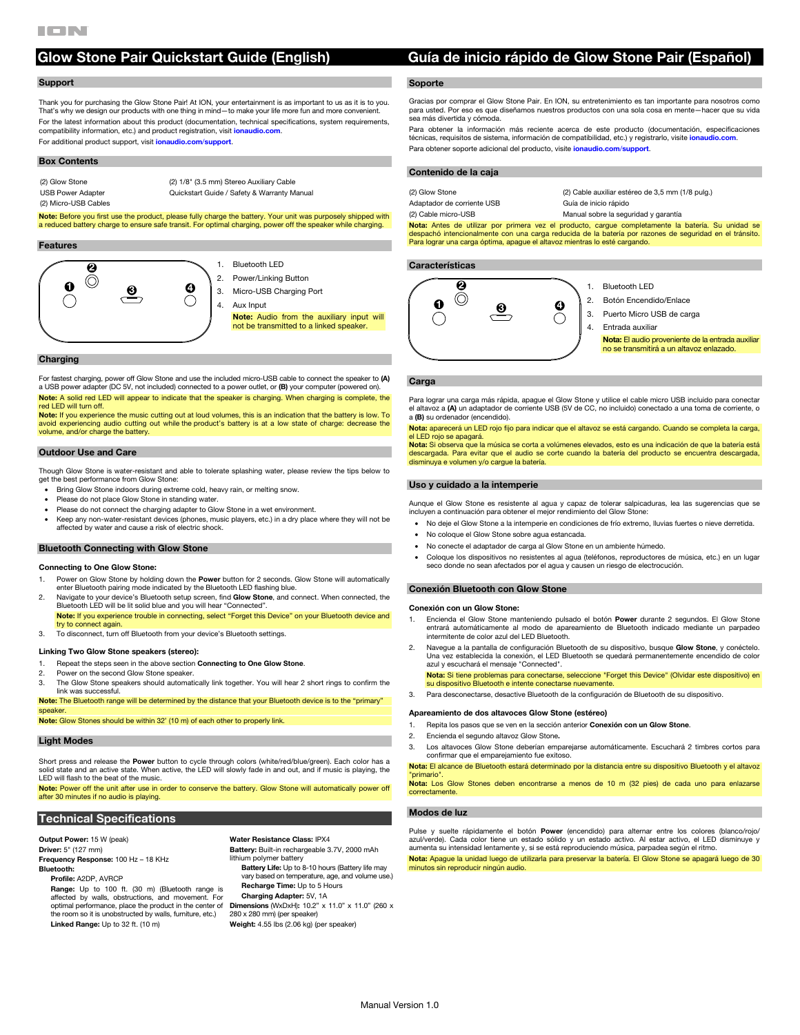# Glow Stone Pair Quickstart Guide (English)

## Support

Thank you for purchasing the Glow Stone Pair! At ION, your entertainment is as important to us as it is to you. That's why we design our products with one thing in mind—to make your life more fun and more convenient.

For the latest information about this product (documentation, technical specifications, system requirements, compatibility information, etc.) and product registration, visit **ionaudio.com**.

For additional product support, visit **ionaudio.com/support**.

## Box Contents

| | |
|---|---|
| (2) Glow Stone | (2) 1/8" (3.5 mm) Stereo Auxiliary Cable |
| USB Power Adapter | Quickstart Guide / Safety & Warranty Manual |
| (2) Micro-USB Cables | |

**Note:** Before you first use the product, please fully charge the battery. Your unit was purposely shipped with a reduced battery charge to ensure safe transit. For optimal charging, power off the speaker while charging.

## Features

1. Bluetooth LED
2. Power/Linking Button
3. Micro-USB Charging Port
4. Aux Input

**Note:** Audio from the auxiliary input will not be transmitted to a linked speaker.

## Charging

For fastest charging, power off Glow Stone and use the included micro-USB cable to connect the speaker to **(A)** a USB power adapter (DC 5V, not included) connected to a power outlet, or **(B)** your computer (powered on).

**Note:** A solid red LED will appear to indicate that the speaker is charging. When charging is complete, the red LED will turn off.

**Note:** If you experience the music cutting out at loud volumes, this is an indication that the battery is low. To avoid experiencing audio cutting out while the product's battery is at a low state of charge: decrease the volume, and/or charge the battery.

## Outdoor Use and Care

Though Glow Stone is water-resistant and able to tolerate splashing water, please review the tips below to get the best performance from Glow Stone:

- Bring Glow Stone indoors during extreme cold, heavy rain, or melting snow.
- Please do not place Glow Stone in standing water.
- Please do not connect the charging adapter to Glow Stone in a wet environment.
- Keep any non-water-resistant devices (phones, music players, etc.) in a dry place where they will not be affected by water and cause a risk of electric shock.

## Bluetooth Connecting with Glow Stone

### Connecting to One Glow Stone:

1. Power on Glow Stone by holding down the **Power** button for 2 seconds. Glow Stone will automatically enter Bluetooth pairing mode indicated by the Bluetooth LED flashing blue.
2. Navigate to your device's Bluetooth setup screen, find **Glow Stone**, and connect. When connected, the Bluetooth LED will be lit solid blue and you will hear "Connected".

   **Note:** If you experience trouble in connecting, select "Forget this Device" on your Bluetooth device and try to connect again.
3. To disconnect, turn off Bluetooth from your device's Bluetooth settings.

### Linking Two Glow Stone speakers (stereo):

1. Repeat the steps seen in the above section **Connecting to One Glow Stone**.
2. Power on the second Glow Stone speaker.
3. The Glow Stone speakers should automatically link together. You will hear 2 short rings to confirm the link was successful.

**Note:** The Bluetooth range will be determined by the distance that your Bluetooth device is to the "primary" speaker.

**Note:** Glow Stones should be within 32' (10 m) of each other to properly link.

## Light Modes

Short press and release the **Power** button to cycle through colors (white/red/blue/green). Each color has a solid state and an active state. When active, the LED will slowly fade in and out, and if music is playing, the LED will flash to the beat of the music.

**Note:** Power off the unit after use in order to conserve the battery. Glow Stone will automatically power off after 30 minutes if no audio is playing.

## Technical Specifications

**Output Power:** 15 W (peak)
**Driver:** 5" (127 mm)
**Frequency Response:** 100 Hz – 18 KHz
**Bluetooth:**
- **Profile:** A2DP, AVRCP
- **Range:** Up to 100 ft. (30 m) (Bluetooth range is affected by walls, obstructions, and movement. For optimal performance, place the product in the center of the room so it is unobstructed by walls, furniture, etc.)
- **Linked Range:** Up to 32 ft. (10 m)

**Water Resistance Class:** IPX4
**Battery:** Built-in rechargeable 3.7V, 2000 mAh lithium polymer battery
- **Battery Life:** Up to 8-10 hours (Battery life may vary based on temperature, age, and volume use.)
- **Recharge Time:** Up to 5 Hours
- **Charging Adapter:** 5V, 1A

**Dimensions** (WxDxH)**:** 10.2" x 11.0" x 11.0" (260 x 280 x 280 mm) (per speaker)
**Weight:** 4.55 lbs (2.06 kg) (per speaker)

# Guía de inicio rápido de Glow Stone Pair (Español)

## Soporte

Gracias por comprar el Glow Stone Pair. En ION, su entretenimiento es tan importante para nosotros como para usted. Por eso es que diseñamos nuestros productos con una sola cosa en mente—hacer que su vida sea más divertida y cómoda.

Para obtener la información más reciente acerca de este producto (documentación, especificaciones técnicas, requisitos de sistema, información de compatibilidad, etc.) y registrarlo, visite **ionaudio.com**.

Para obtener soporte adicional del producto, visite **ionaudio.com/support**.

## Contenido de la caja

| | |
|---|---|
| (2) Glow Stone | (2) Cable auxiliar estéreo de 3,5 mm (1/8 pulg.) |
| Adaptador de corriente USB | Guía de inicio rápido |
| (2) Cable micro-USB | Manual sobre la seguridad y garantía |

**Nota:** Antes de utilizar por primera vez el producto, cargue completamente la batería. Su unidad se despachó intencionalmente con una carga reducida de la batería por razones de seguridad en el tránsito. Para lograr una carga óptima, apague el altavoz mientras lo esté cargando.

## Características

1. Bluetooth LED
2. Botón Encendido/Enlace
3. Puerto Micro USB de carga
4. Entrada auxiliar

**Nota:** El audio proveniente de la entrada auxiliar no se transmitirá a un altavoz enlazado.

## Carga

Para lograr una carga más rápida, apague el Glow Stone y utilice el cable micro USB incluido para conectar el altavoz a **(A)** un adaptador de corriente USB (5V de CC, no incluido) conectado a una toma de corriente, o a **(B)** su ordenador (encendido).

**Nota:** aparecerá un LED rojo fijo para indicar que el altavoz se está cargando. Cuando se completa la carga, el LED rojo se apagará.

**Nota:** Si observa que la música se corta a volúmenes elevados, esto es una indicación de que la batería está descargada. Para evitar que el audio se corte cuando la batería del producto se encuentra descargada, disminuya e volumen y/o cargue la batería.

## Uso y cuidado a la intemperie

Aunque el Glow Stone es resistente al agua y capaz de tolerar salpicaduras, lea las sugerencias que se incluyen a continuación para obtener el mejor rendimiento del Glow Stone:

- No deje el Glow Stone a la intemperie en condiciones de frío extremo, lluvias fuertes o nieve derretida.
- No coloque el Glow Stone sobre agua estancada.
- No conecte el adaptador de carga al Glow Stone en un ambiente húmedo.
- Coloque los dispositivos no resistentes al agua (teléfonos, reproductores de música, etc.) en un lugar seco donde no sean afectados por el agua y causen un riesgo de electrocución.

## Conexión Bluetooth con Glow Stone

### Conexión con un Glow Stone:

1. Encienda el Glow Stone manteniendo pulsado el botón **Power** durante 2 segundos. El Glow Stone entrará automáticamente al modo de apareamiento de Bluetooth indicado mediante un parpadeo intermitente de color azul del LED Bluetooth.
2. Navegue a la pantalla de configuración Bluetooth de su dispositivo, busque **Glow Stone**, y conéctelo. Una vez establecida la conexión, el LED Bluetooth se quedará permanentemente encendido de color azul y escuchará el mensaje "Connected".

   **Nota:** Si tiene problemas para conectarse, seleccione "Forget this Device" (Olvidar este dispositivo) en su dispositivo Bluetooth e intente conectarse nuevamente.
3. Para desconectarse, desactive Bluetooth de la configuración de Bluetooth de su dispositivo.

### Apareamiento de dos altavoces Glow Stone (estéreo)

1. Repita los pasos que se ven en la sección anterior **Conexión con un Glow Stone**.
2. Encienda el segundo altavoz Glow Stone**.**
3. Los altavoces Glow Stone deberían emparejarse automáticamente. Escuchará 2 timbres cortos para confirmar que el emparejamiento fue exitoso.

**Nota:** El alcance de Bluetooth estará determinado por la distancia entre su dispositivo Bluetooth y el altavoz "primario".

**Nota:** Los Glow Stones deben encontrarse a menos de 10 m (32 pies) de cada uno para enlazarse correctamente.

## Modos de luz

Pulse y suelte rápidamente el botón **Power** (encendido) para alternar entre los colores (blanco/rojo/azul/verde). Cada color tiene un estado sólido y un estado activo. Al estar activo, el LED disminuye y aumenta su intensidad lentamente y, si se está reproduciendo música, parpadea según el ritmo.

**Nota:** Apague la unidad luego de utilizarla para preservar la batería. El Glow Stone se apagará luego de 30 minutos sin reproducir ningún audio.

Manual Version 1.0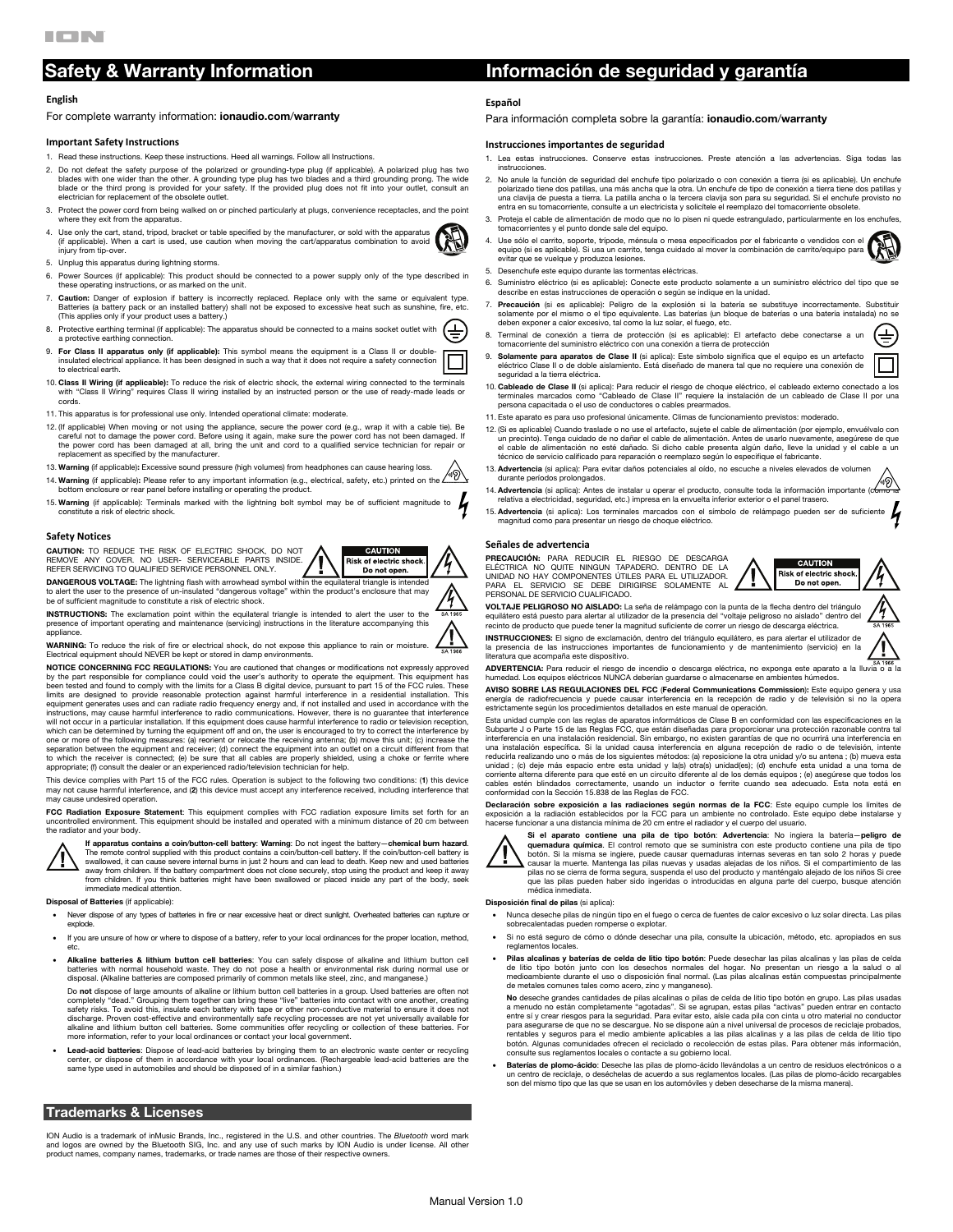## Safety & Warranty Information

### English

For complete warranty information: **ionaudio.com/warranty**

#### Important Safety Instructions

1. Read these instructions. Keep these instructions. Heed all warnings. Follow all Instructions.
2. Do not defeat the safety purpose of the polarized or grounding-type plug (if applicable). A polarized plug has two blades with one wider than the other. A grounding type plug has two blades and a third grounding prong. The wide blade or the third prong is provided for your safety. If the provided plug does not fit into your outlet, consult an electrician for replacement of the obsolete outlet.
3. Protect the power cord from being walked on or pinched particularly at plugs, convenience receptacles, and the point where they exit from the apparatus.
4. Use only the cart, stand, tripod, bracket or table specified by the manufacturer, or sold with the apparatus (if applicable). When a cart is used, use caution when moving the cart/apparatus combination to avoid injury from tip-over.
5. Unplug this apparatus during lightning storms.
6. Power Sources (if applicable): This product should be connected to a power supply only of the type described in these operating instructions, or as marked on the unit.
7. **Caution:** Danger of explosion if battery is incorrectly replaced. Replace only with the same or equivalent type. Batteries (a battery pack or an installed battery) shall not be exposed to excessive heat such as sunshine, fire, etc. (This applies only if your product uses a battery.)
8. Protective earthing terminal (if applicable): The apparatus should be connected to a mains socket outlet with a protective earthing connection.
9. **For Class II apparatus only (if applicable):** This symbol means the equipment is a Class II or double-insulated electrical appliance. It has been designed in such a way that it does not require a safety connection to electrical earth.
10. **Class II Wiring (if applicable):** To reduce the risk of electric shock, the external wiring connected to the terminals with "Class II Wiring" requires Class II wiring installed by an instructed person or the use of ready-made leads or cords.
11. This apparatus is for professional use only. Intended operational climate: moderate.
12. (If applicable) When moving or not using the appliance, secure the power cord (e.g., wrap it with a cable tie). Be careful not to damage the power cord. Before using it again, make sure the power cord has not been damaged. If the power cord has been damaged at all, bring the unit and cord to a qualified service technician for repair or replacement as specified by the manufacturer.
13. **Warning** (if applicable)**:** Excessive sound pressure (high volumes) from headphones can cause hearing loss.
14. **Warning** (if applicable)**:** Please refer to any important information (e.g., electrical, safety, etc.) printed on the bottom enclosure or rear panel before installing or operating the product.
15. **Warning** (if applicable): Terminals marked with the lightning bolt symbol may be of sufficient magnitude to constitute a risk of electric shock.

#### Safety Notices

**CAUTION:** TO REDUCE THE RISK OF ELECTRIC SHOCK, DO NOT REMOVE ANY COVER. NO USER- SERVICEABLE PARTS INSIDE. REFER SERVICING TO QUALIFIED SERVICE PERSONNEL ONLY.

CAUTION
Risk of electric shock. Do not open.

**DANGEROUS VOLTAGE:** The lightning flash with arrowhead symbol within the equilateral triangle is intended to alert the user to the presence of un-insulated "dangerous voltage" within the product's enclosure that may be of sufficient magnitude to constitute a risk of electric shock.

SA 1965

**INSTRUCTIONS:** The exclamation point within the equilateral triangle is intended to alert the user to the presence of important operating and maintenance (servicing) instructions in the literature accompanying this appliance.

SA 1966

**WARNING:** To reduce the risk of fire or electrical shock, do not expose this appliance to rain or moisture. Electrical equipment should NEVER be kept or stored in damp environments.

**NOTICE CONCERNING FCC REGULATIONS:** You are cautioned that changes or modifications not expressly approved by the part responsible for compliance could void the user's authority to operate the equipment. This equipment has been tested and found to comply with the limits for a Class B digital device, pursuant to part 15 of the FCC rules. These limits are designed to provide reasonable protection against harmful interference in a residential installation. This equipment generates uses and can radiate radio frequency energy and, if not installed and used in accordance with the instructions, may cause harmful interference to radio communications. However, there is no guarantee that interference will not occur in a particular installation. If this equipment does cause harmful interference to radio or television reception, which can be determined by turning the equipment off and on, the user is encouraged to try to correct the interference by one or more of the following measures: (a) reorient or relocate the receiving antenna; (b) move this unit; (c) increase the separation between the equipment and receiver; (d) connect the equipment into an outlet on a circuit different from that to which the receiver is connected; (e) be sure that all cables are properly shielded, using a choke or ferrite where appropriate; (f) consult the dealer or an experienced radio/television technician for help.

This device complies with Part 15 of the FCC rules. Operation is subject to the following two conditions: (**1**) this device may not cause harmful interference, and (**2**) this device must accept any interference received, including interference that may cause undesired operation.

**FCC Radiation Exposure Statement**: This equipment complies with FCC radiation exposure limits set forth for an uncontrolled environment. This equipment should be installed and operated with a minimum distance of 20 cm between the radiator and your body.

**If apparatus contains a coin/button-cell battery**: **Warning**: Do not ingest the battery—**chemical burn hazard**. The remote control supplied with this product contains a coin/button-cell battery. If the coin/button-cell battery is swallowed, it can cause severe internal burns in just 2 hours and can lead to death. Keep new and used batteries away from children. If the battery compartment does not close securely, stop using the product and keep it away from children. If you think batteries might have been swallowed or placed inside any part of the body, seek immediate medical attention.

**Disposal of Batteries** (if applicable):

- Never dispose of any types of batteries in fire or near excessive heat or direct sunlight. Overheated batteries can rupture or explode.
- If you are unsure of how or where to dispose of a battery, refer to your local ordinances for the proper location, method, etc.
- **Alkaline batteries & lithium button cell batteries**: You can safely dispose of alkaline and lithium button cell batteries with normal household waste. They do not pose a health or environmental risk during normal use or disposal. (Alkaline batteries are composed primarily of common metals like steel, zinc, and manganese.)

  Do **not** dispose of large amounts of alkaline or lithium button cell batteries in a group. Used batteries are often not completely "dead." Grouping them together can bring these "live" batteries into contact with one another, creating safety risks. To avoid this, insulate each battery with tape or other non-conductive material to ensure it does not discharge. Proven cost-effective and environmentally safe recycling processes are not yet universally available for alkaline and lithium button cell batteries. Some communities offer recycling or collection of these batteries. For more information, refer to your local ordinances or contact your local government.
- **Lead-acid batteries**: Dispose of lead-acid batteries by bringing them to an electronic waste center or recycling center, or dispose of them in accordance with your local ordinances. (Rechargeable lead-acid batteries are the same type used in automobiles and should be disposed of in a similar fashion.)

## Trademarks & Licenses

ION Audio is a trademark of inMusic Brands, Inc., registered in the U.S. and other countries. The *Bluetooth* word mark and logos are owned by the Bluetooth SIG, Inc. and any use of such marks by ION Audio is under license. All other product names, company names, trademarks, or trade names are those of their respective owners.

## Información de seguridad y garantía

### Español

Para información completa sobre la garantía: **ionaudio.com/warranty**

#### Instrucciones importantes de seguridad

1. Lea estas instrucciones. Conserve estas instrucciones. Preste atención a las advertencias. Siga todas las instrucciones.
2. No anule la función de seguridad del enchufe tipo polarizado o con conexión a tierra (si es aplicable). Un enchufe polarizado tiene dos patillas, una más ancha que la otra. Un enchufe de tipo de conexión a tierra tiene dos patillas y una clavija de puesta a tierra. La patilla ancha o la tercera clavija son para su seguridad. Si el enchufe provisto no entra en su tomacorriente, consulte a un electricista y solicítele el reemplazo del tomacorriente obsolete.
3. Proteja el cable de alimentación de modo que no lo pisen ni quede estrangulado, particularmente en los enchufes, tomacorrientes y el punto donde sale del equipo.
4. Use sólo el carrito, soporte, trípode, ménsula o mesa especificados por el fabricante o vendidos con el equipo (si es aplicable). Si usa un carrito, tenga cuidado al mover la combinación de carrito/equipo para evitar que se vuelque y produzca lesiones.
5. Desenchufe este equipo durante las tormentas eléctricas.
6. Suministro eléctrico (si es aplicable): Conecte este producto solamente a un suministro eléctrico del tipo que se describe en estas instrucciones de operación o según se indique en la unidad.
7. **Precaución** (si es aplicable): Peligro de la explosión si la batería se substituye incorrectamente. Substituir solamente por el mismo o el tipo equivalente. Las baterías (un bloque de baterías o una batería instalada) no se deben exponer a calor excesivo, tal como la luz solar, el fuego, etc.
8. Terminal de conexión a tierra de protección (si es aplicable): El artefacto debe conectarse a un tomacorriente del suministro eléctrico con una conexión a tierra de protección
9. **Solamente para aparatos de Clase II** (si aplica): Este símbolo significa que el equipo es un artefacto eléctrico Clase II o de doble aislamiento. Está diseñado de manera tal que no requiere una conexión de seguridad a la tierra eléctrica.
10. **Cableado de Clase II** (si aplica): Para reducir el riesgo de choque eléctrico, el cableado externo conectado a los terminales marcados como "Cableado de Clase II" requiere la instalación de un cableado de Clase II por una persona capacitada o el uso de conductores o cables prearmados.
11. Este aparato es para uso profesional únicamente. Climas de funcionamiento previstos: moderado.
12. (Si es aplicable) Cuando traslade o no use el artefacto, sujete el cable de alimentación (por ejemplo, envuélvalo con un precinto). Tenga cuidado de no dañar el cable de alimentación. Antes de usarlo nuevamente, asegúrese de que el cable de alimentación no esté dañado. Si dicho cable presenta algún daño, lleve la unidad y el cable a un técnico de servicio calificado para reparación o reemplazo según lo especifique el fabricante.
13. **Advertencia** (si aplica): Para evitar daños potenciales al oído, no escuche a niveles elevados de volumen durante períodos prolongados.
14. **Advertencia** (si aplica): Antes de instalar u operar el producto, consulte toda la información importante (como la relativa a electricidad, seguridad, etc.) impresa en la envuelta inferior exterior o el panel trasero.
15. **Advertencia** (si aplica): Los terminales marcados con el símbolo de relámpago pueden ser de suficiente magnitud como para presentar un riesgo de choque eléctrico.

#### Señales de advertencia

**PRECAUCIÓN:** PARA REDUCIR EL RIESGO DE DESCARGA ELÉCTRICA NO QUITE NINGUN TAPADERO. DENTRO DE LA UNIDAD NO HAY COMPONENTES ÚTILES PARA EL UTILIZADOR. PARA EL SERVICIO SE DEBE DIRIGIRSE SOLAMENTE AL PERSONAL DE SERVICIO CUALIFICADO.

CAUTION
Risk of electric shock. Do not open.

**VOLTAJE PELIGROSO NO AISLADO:** La seña de relámpago con la punta de la flecha dentro del triángulo equilátero está puesto para alertar al utilizador de la presencia del "voltaje peligroso no aislado" dentro del recinto de producto que puede tener la magnitud suficiente de correr un riesgo de descarga eléctrica.

SA 1965

**INSTRUCCIONES:** El signo de exclamación, dentro del triángulo equilátero, es para alertar el utilizador de la presencia de las instrucciones importantes de funcionamiento y de mantenimiento (servicio) en la literatura que acompaña este dispositivo.

SA 1966

**ADVERTENCIA:** Para reducir el riesgo de incendio o descarga eléctrica, no exponga este aparato a la lluvia o a la humedad. Los equipos eléctricos NUNCA deberían guardarse o almacenarse en ambientes húmedos.

**AVISO SOBRE LAS REGULACIONES DEL FCC** (**Federal Communications Commission**)**:** Este equipo genera y usa energía de radiofrecuencia y puede causar interferencia en la recepción de radio y de televisión si no la opera estrictamente según los procedimientos detallados en este manual de operación.

Esta unidad cumple con las reglas de aparatos informáticos de Clase B en conformidad con las especificaciones en la Subparte J o Parte 15 de las Reglas FCC, que están diseñadas para proporcionar una protección razonable contra tal interferencia en una instalación residencial. Sin embargo, no existen garantías de que no ocurrirá una interferencia en una instalación específica. Si la unidad causa interferencia en alguna recepción de radio o de televisión, intente reducirla realizando uno o más de los siguientes métodos: (a) reposicione la otra unidad y/o su antena ; (b) mueva esta unidad ; (c) deje más espacio entre esta unidad y la(s) otra(s) unidad(es); (d) enchufe esta unidad a una toma de corriente alterna diferente para que esté en un circuito diferente al de los demás equipos ; (e) asegúrese que todos los cables estén blindados correctamente, usando un inductor o ferrite cuando sea adecuado. Esta nota está en conformidad con la Sección 15.838 de las Reglas de FCC.

**Declaración sobre exposición a las radiaciones según normas de la FCC**: Este equipo cumple los límites de exposición a la radiación establecidos por la FCC para un ambiente no controlado. Este equipo debe instalarse y hacerse funcionar a una distancia mínima de 20 cm entre el radiador y el cuerpo del usuario.

**Si el aparato contiene una pila de tipo botón**: **Advertencia**: No ingiera la batería—**peligro de quemadura química**. El control remoto que se suministra con este producto contiene una pila de tipo botón. Si la misma se ingiere, puede causar quemaduras internas severas en tan solo 2 horas y puede causar la muerte. Mantenga las pilas nuevas y usadas alejadas de los niños. Si el compartimiento de las pilas no se cierra de forma segura, suspenda el uso del producto y manténgalo alejado de los niños Si cree que las pilas pueden haber sido ingeridas o introducidas en alguna parte del cuerpo, busque atención médica inmediata.

**Disposición final de pilas** (si aplica):

- Nunca deseche pilas de ningún tipo en el fuego o cerca de fuentes de calor excesivo o luz solar directa. Las pilas sobrecalentadas pueden romperse o explotar.
- Si no está seguro de cómo o dónde desechar una pila, consulte la ubicación, método, etc. apropiados en sus reglamentos locales.
- **Pilas alcalinas y baterías de celda de litio tipo botón**: Puede desechar las pilas alcalinas y las pilas de celda de litio tipo botón junto con los desechos normales del hogar. No presentan un riesgo a la salud o al medioambiente durante el uso o disposición final normal. (Las pilas alcalinas están compuestas principalmente de metales comunes tales como acero, zinc y manganeso).

  **No** deseche grandes cantidades de pilas alcalinas o pilas de celda de litio tipo botón en grupo. Las pilas usadas a menudo no están completamente "agotadas". Si se agrupan, estas pilas "activas" pueden entrar en contacto entre sí y crear riesgos para la seguridad. Para evitar esto, aísle cada pila con cinta u otro material no conductor para asegurarse de que no se descargue. No se dispone aún a nivel universal de procesos de reciclaje probados, rentables y seguros para el medio ambiente para las pilas alcalinas y a las pilas de celda de litio tipo botón. Algunas comunidades ofrecen el reciclado o recolección de estas pilas. Para obtener más información, consulte sus reglamentos locales o contacte a su gobierno local.
- **Baterías de plomo-ácido**: Deseche las pilas de plomo-ácido llevándolas a un centro de residuos electrónicos o a un centro de reciclaje, o deséchelas de acuerdo a sus reglamentos locales. (Las pilas de plomo-ácido recargables son del mismo tipo que las que se usan en los automóviles y deben desecharse de la misma manera).

Manual Version 1.0